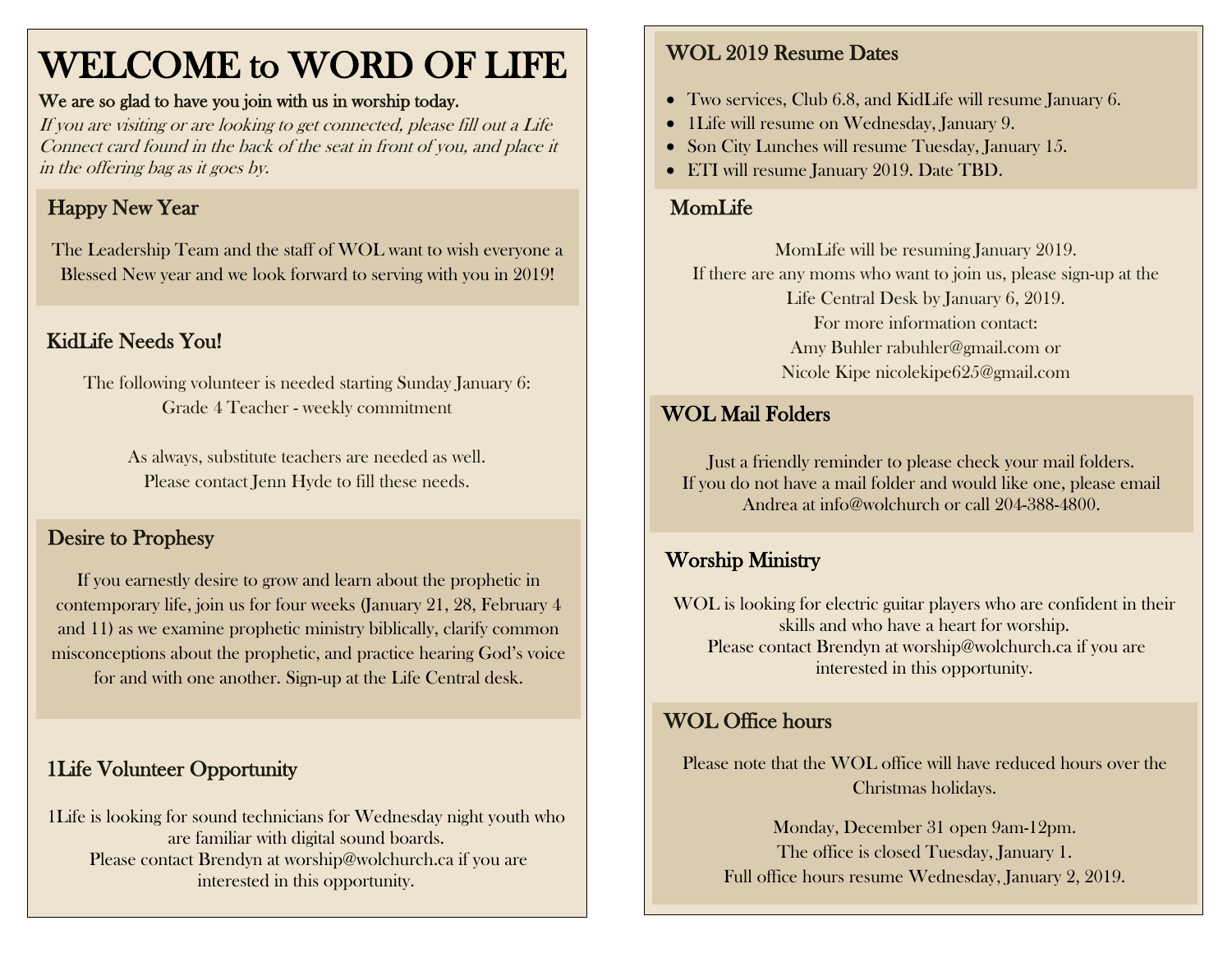# WELCOME to WORD OF LIFE

**We are so glad to have you join with us in worship today.**

*If you are visiting or are looking to get connected, please fill out a Life Connect card found in the back of the seat in front of you, and place it in the offering bag as it goes by.*

## Happy New Year

The Leadership Team and the staff of WOL want to wish everyone a Blessed New year and we look forward to serving with you in 2019!

## KidLife Needs You!

The following volunteer is needed starting Sunday January 6:
Grade 4 Teacher - weekly commitment

As always, substitute teachers are needed as well.
Please contact Jenn Hyde to fill these needs.

## Desire to Prophesy

If you earnestly desire to grow and learn about the prophetic in contemporary life, join us for four weeks (January 21, 28, February 4 and 11) as we examine prophetic ministry biblically, clarify common misconceptions about the prophetic, and practice hearing God's voice for and with one another. Sign-up at the Life Central desk.

## 1Life Volunteer Opportunity

1Life is looking for sound technicians for Wednesday night youth who are familiar with digital sound boards.
Please contact Brendyn at worship@wolchurch.ca if you are interested in this opportunity.

## WOL 2019 Resume Dates

- Two services, Club 6.8, and KidLife will resume January 6.
- 1Life will resume on Wednesday, January 9.
- Son City Lunches will resume Tuesday, January 15.
- ETI will resume January 2019. Date TBD.

## MomLife

MomLife will be resuming January 2019.
If there are any moms who want to join us, please sign-up at the Life Central Desk by January 6, 2019.
For more information contact:
Amy Buhler rabuhler@gmail.com or
Nicole Kipe nicolekipe625@gmail.com

## WOL Mail Folders

Just a friendly reminder to please check your mail folders.
If you do not have a mail folder and would like one, please email Andrea at info@wolchurch or call 204-388-4800.

## Worship Ministry

WOL is looking for electric guitar players who are confident in their skills and who have a heart for worship.
Please contact Brendyn at worship@wolchurch.ca if you are interested in this opportunity.

## WOL Office hours

Please note that the WOL office will have reduced hours over the Christmas holidays.

Monday, December 31 open 9am-12pm.
The office is closed Tuesday, January 1.
Full office hours resume Wednesday, January 2, 2019.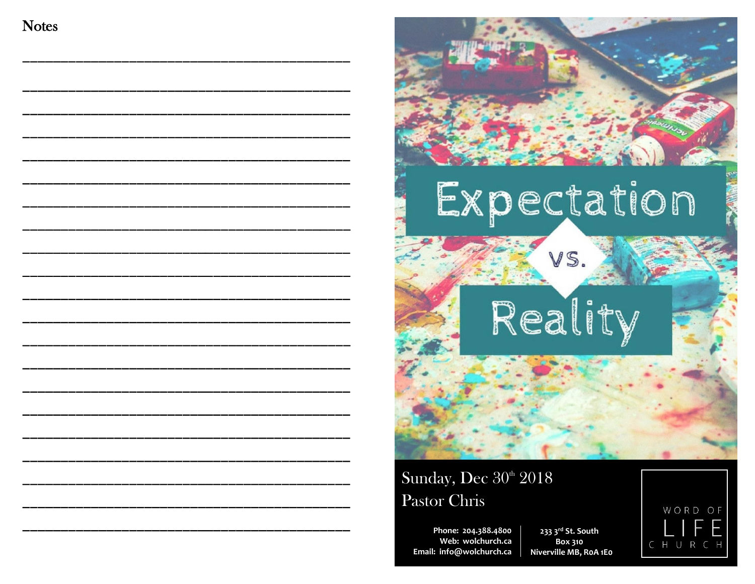# Notes

______________________________________________

______________________________________________

______________________________________________

______________________________________________

______________________________________________

______________________________________________

______________________________________________

______________________________________________

______________________________________________

______________________________________________

______________________________________________

______________________________________________

______________________________________________

______________________________________________

______________________________________________

______________________________________________

______________________________________________

______________________________________________

______________________________________________

______________________________________________

______________________________________________

# Expectation vs. Reality

Sunday, Dec 30th 2018

Pastor Chris

Phone: 204.388.4800
Web: wolchurch.ca
Email: info@wolchurch.ca

233 3rd St. South
Box 310
Niverville MB, R0A 1E0

WORD OF LIFE CHURCH